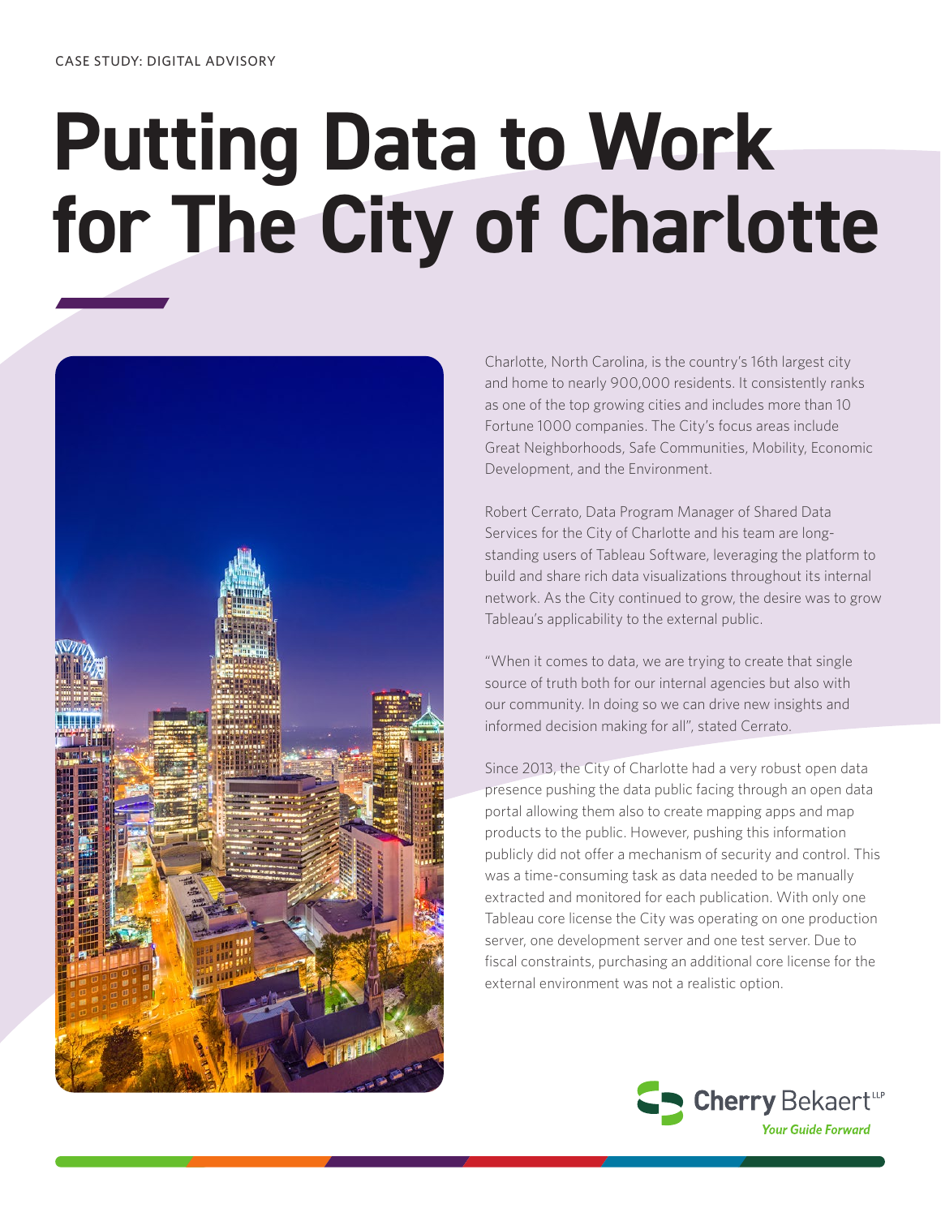CASE STUDY: DIGITAL ADVISORY

# Putting Data to Work for The City of Charlotte

Charlotte, North Carolina, is the country's 16th largest city and home to nearly 900,000 residents. It consistently ranks as one of the top growing cities and includes more than 10 Fortune 1000 companies. The City's focus areas include Great Neighborhoods, Safe Communities, Mobility, Economic Development, and the Environment.

Robert Cerrato, Data Program Manager of Shared Data Services for the City of Charlotte and his team are long-standing users of Tableau Software, leveraging the platform to build and share rich data visualizations throughout its internal network. As the City continued to grow, the desire was to grow Tableau's applicability to the external public.

"When it comes to data, we are trying to create that single source of truth both for our internal agencies but also with our community. In doing so we can drive new insights and informed decision making for all", stated Cerrato.

Since 2013, the City of Charlotte had a very robust open data presence pushing the data public facing through an open data portal allowing them also to create mapping apps and map products to the public. However, pushing this information publicly did not offer a mechanism of security and control. This was a time-consuming task as data needed to be manually extracted and monitored for each publication. With only one Tableau core license the City was operating on one production server, one development server and one test server. Due to fiscal constraints, purchasing an additional core license for the external environment was not a realistic option.

Cherry Bekaert LLP
*Your Guide Forward*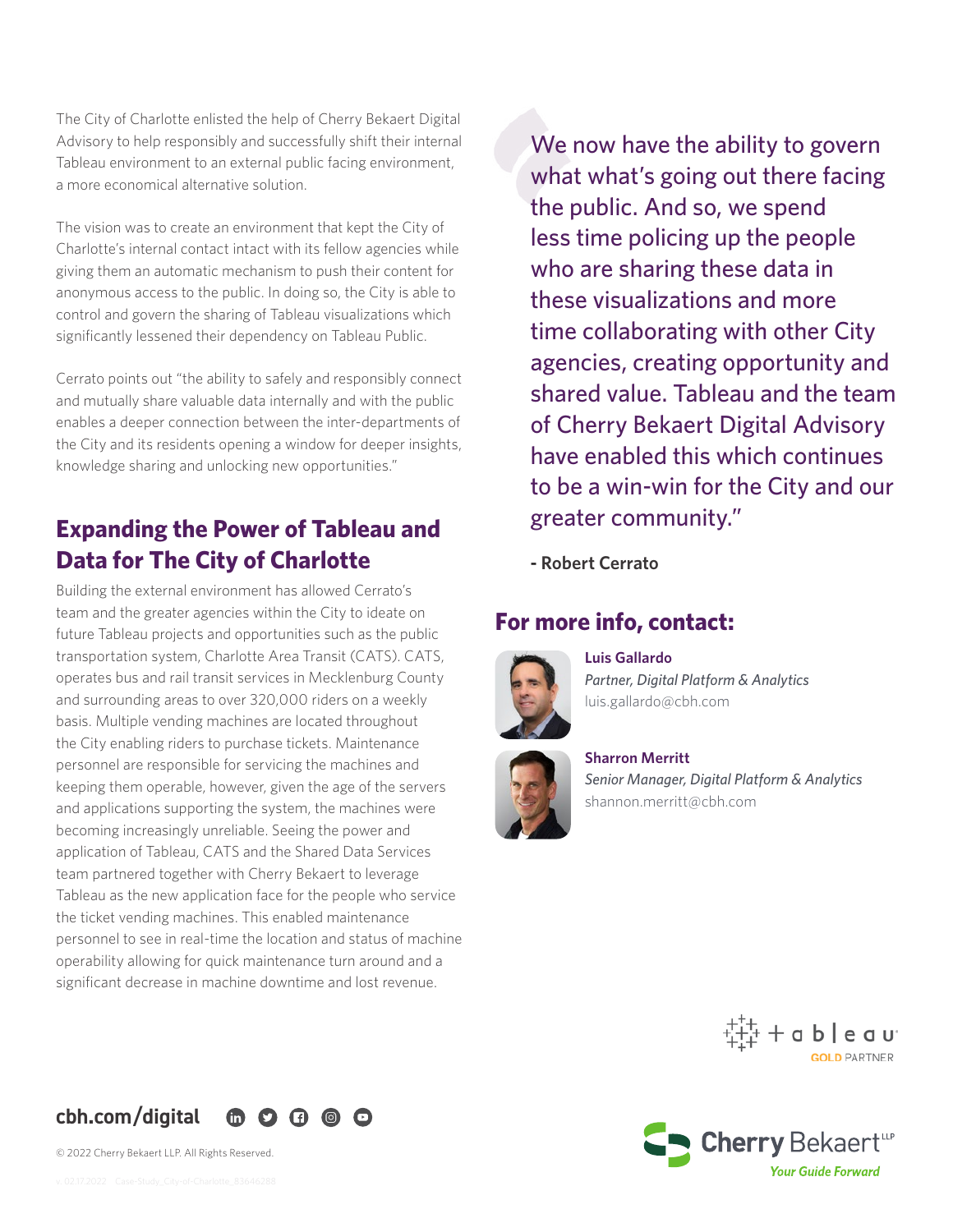The City of Charlotte enlisted the help of Cherry Bekaert Digital Advisory to help responsibly and successfully shift their internal Tableau environment to an external public facing environment, a more economical alternative solution.

The vision was to create an environment that kept the City of Charlotte's internal contact intact with its fellow agencies while giving them an automatic mechanism to push their content for anonymous access to the public. In doing so, the City is able to control and govern the sharing of Tableau visualizations which significantly lessened their dependency on Tableau Public.

Cerrato points out "the ability to safely and responsibly connect and mutually share valuable data internally and with the public enables a deeper connection between the inter-departments of the City and its residents opening a window for deeper insights, knowledge sharing and unlocking new opportunities."

## Expanding the Power of Tableau and Data for The City of Charlotte

Building the external environment has allowed Cerrato's team and the greater agencies within the City to ideate on future Tableau projects and opportunities such as the public transportation system, Charlotte Area Transit (CATS). CATS, operates bus and rail transit services in Mecklenburg County and surrounding areas to over 320,000 riders on a weekly basis. Multiple vending machines are located throughout the City enabling riders to purchase tickets. Maintenance personnel are responsible for servicing the machines and keeping them operable, however, given the age of the servers and applications supporting the system, the machines were becoming increasingly unreliable. Seeing the power and application of Tableau, CATS and the Shared Data Services team partnered together with Cherry Bekaert to leverage Tableau as the new application face for the people who service the ticket vending machines. This enabled maintenance personnel to see in real-time the location and status of machine operability allowing for quick maintenance turn around and a significant decrease in machine downtime and lost revenue.

> We now have the ability to govern what what's going out there facing the public. And so, we spend less time policing up the people who are sharing these data in these visualizations and more time collaborating with other City agencies, creating opportunity and shared value. Tableau and the team of Cherry Bekaert Digital Advisory have enabled this which continues to be a win-win for the City and our greater community."
>
> **- Robert Cerrato**

## For more info, contact:

**Luis Gallardo**
*Partner, Digital Platform & Analytics*
luis.gallardo@cbh.com

**Sharron Merritt**
*Senior Manager, Digital Platform & Analytics*
shannon.merritt@cbh.com

tableau GOLD PARTNER

**cbh.com/digital**

© 2022 Cherry Bekaert LLP. All Rights Reserved.

Cherry Bekaert LLP
*Your Guide Forward*